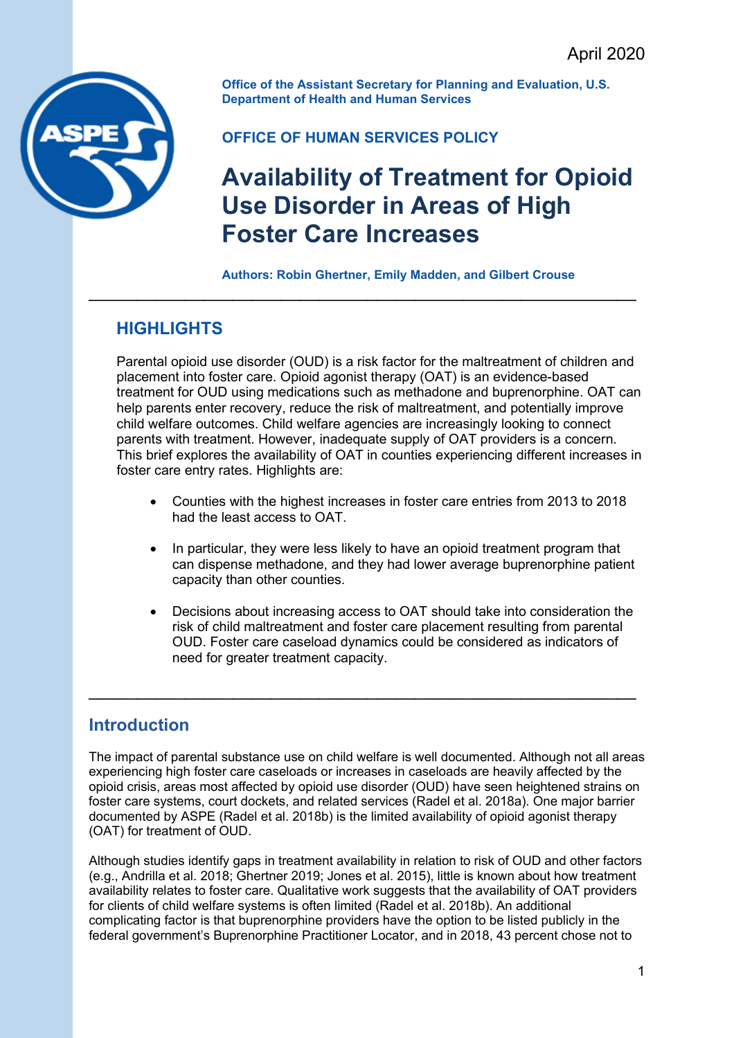April 2020

**Office of the Assistant Secretary for Planning and Evaluation, U.S. Department of Health and Human Services**

**OFFICE OF HUMAN SERVICES POLICY**

# Availability of Treatment for Opioid Use Disorder in Areas of High Foster Care Increases

**Authors: Robin Ghertner, Emily Madden, and Gilbert Crouse**

---

## HIGHLIGHTS

Parental opioid use disorder (OUD) is a risk factor for the maltreatment of children and placement into foster care. Opioid agonist therapy (OAT) is an evidence-based treatment for OUD using medications such as methadone and buprenorphine. OAT can help parents enter recovery, reduce the risk of maltreatment, and potentially improve child welfare outcomes. Child welfare agencies are increasingly looking to connect parents with treatment. However, inadequate supply of OAT providers is a concern. This brief explores the availability of OAT in counties experiencing different increases in foster care entry rates. Highlights are:

- Counties with the highest increases in foster care entries from 2013 to 2018 had the least access to OAT.
- In particular, they were less likely to have an opioid treatment program that can dispense methadone, and they had lower average buprenorphine patient capacity than other counties.
- Decisions about increasing access to OAT should take into consideration the risk of child maltreatment and foster care placement resulting from parental OUD. Foster care caseload dynamics could be considered as indicators of need for greater treatment capacity.

---

## Introduction

The impact of parental substance use on child welfare is well documented. Although not all areas experiencing high foster care caseloads or increases in caseloads are heavily affected by the opioid crisis, areas most affected by opioid use disorder (OUD) have seen heightened strains on foster care systems, court dockets, and related services (Radel et al. 2018a). One major barrier documented by ASPE (Radel et al. 2018b) is the limited availability of opioid agonist therapy (OAT) for treatment of OUD.

Although studies identify gaps in treatment availability in relation to risk of OUD and other factors (e.g., Andrilla et al. 2018; Ghertner 2019; Jones et al. 2015), little is known about how treatment availability relates to foster care. Qualitative work suggests that the availability of OAT providers for clients of child welfare systems is often limited (Radel et al. 2018b). An additional complicating factor is that buprenorphine providers have the option to be listed publicly in the federal government's Buprenorphine Practitioner Locator, and in 2018, 43 percent chose not to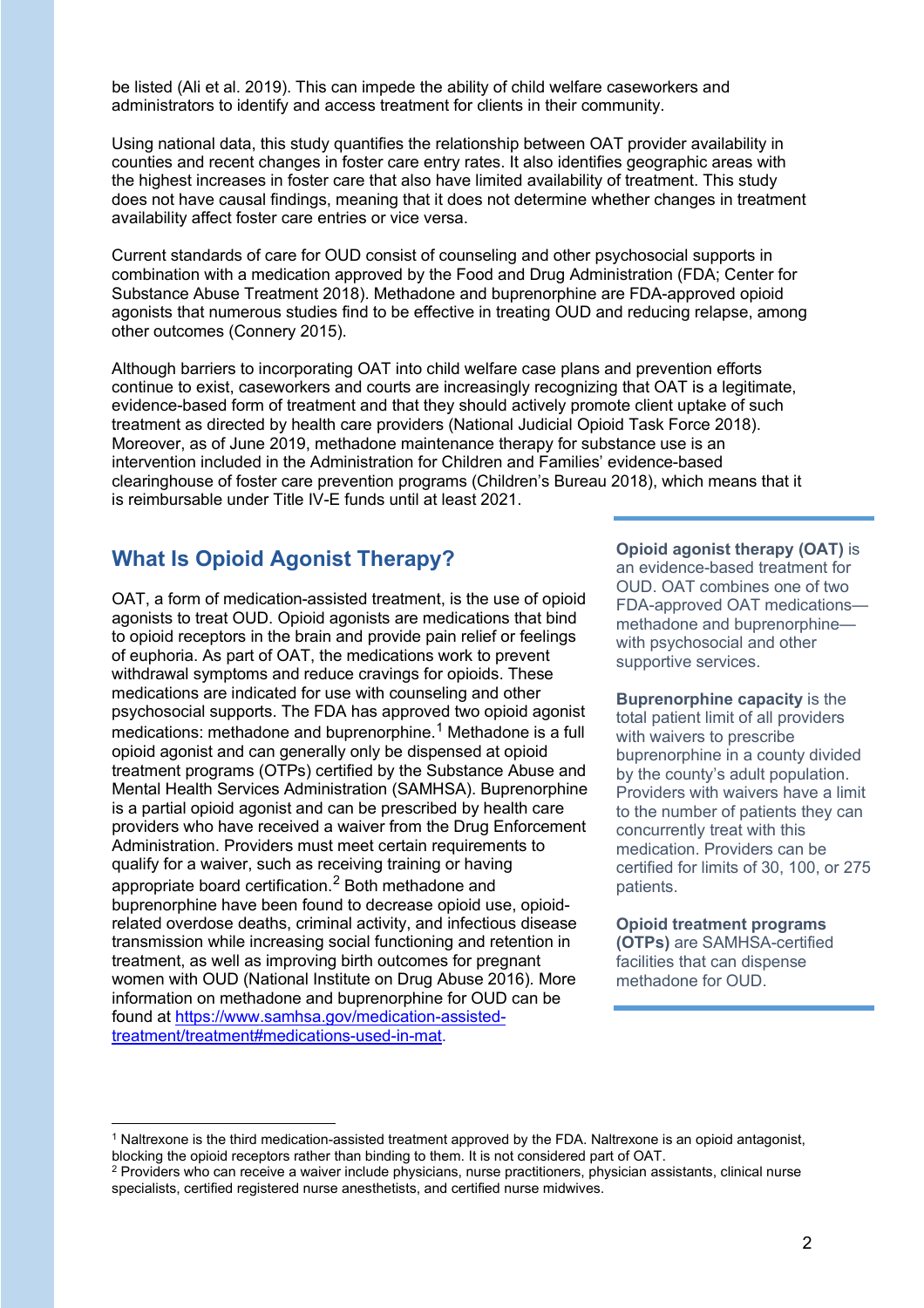be listed (Ali et al. 2019). This can impede the ability of child welfare caseworkers and administrators to identify and access treatment for clients in their community.

Using national data, this study quantifies the relationship between OAT provider availability in counties and recent changes in foster care entry rates. It also identifies geographic areas with the highest increases in foster care that also have limited availability of treatment. This study does not have causal findings, meaning that it does not determine whether changes in treatment availability affect foster care entries or vice versa.

Current standards of care for OUD consist of counseling and other psychosocial supports in combination with a medication approved by the Food and Drug Administration (FDA; Center for Substance Abuse Treatment 2018). Methadone and buprenorphine are FDA-approved opioid agonists that numerous studies find to be effective in treating OUD and reducing relapse, among other outcomes (Connery 2015).

Although barriers to incorporating OAT into child welfare case plans and prevention efforts continue to exist, caseworkers and courts are increasingly recognizing that OAT is a legitimate, evidence-based form of treatment and that they should actively promote client uptake of such treatment as directed by health care providers (National Judicial Opioid Task Force 2018). Moreover, as of June 2019, methadone maintenance therapy for substance use is an intervention included in the Administration for Children and Families' evidence-based clearinghouse of foster care prevention programs (Children's Bureau 2018), which means that it is reimbursable under Title IV-E funds until at least 2021.

## What Is Opioid Agonist Therapy?

OAT, a form of medication-assisted treatment, is the use of opioid agonists to treat OUD. Opioid agonists are medications that bind to opioid receptors in the brain and provide pain relief or feelings of euphoria. As part of OAT, the medications work to prevent withdrawal symptoms and reduce cravings for opioids. These medications are indicated for use with counseling and other psychosocial supports. The FDA has approved two opioid agonist medications: methadone and buprenorphine.[1] Methadone is a full opioid agonist and can generally only be dispensed at opioid treatment programs (OTPs) certified by the Substance Abuse and Mental Health Services Administration (SAMHSA). Buprenorphine is a partial opioid agonist and can be prescribed by health care providers who have received a waiver from the Drug Enforcement Administration. Providers must meet certain requirements to qualify for a waiver, such as receiving training or having appropriate board certification.[2] Both methadone and buprenorphine have been found to decrease opioid use, opioid-related overdose deaths, criminal activity, and infectious disease transmission while increasing social functioning and retention in treatment, as well as improving birth outcomes for pregnant women with OUD (National Institute on Drug Abuse 2016). More information on methadone and buprenorphine for OUD can be found at [https://www.samhsa.gov/medication-assisted-treatment/treatment#medications-used-in-mat](https://www.samhsa.gov/medication-assisted-treatment/treatment#medications-used-in-mat).

**Opioid agonist therapy (OAT)** is an evidence-based treatment for OUD. OAT combines one of two FDA-approved OAT medications—methadone and buprenorphine—with psychosocial and other supportive services.

**Buprenorphine capacity** is the total patient limit of all providers with waivers to prescribe buprenorphine in a county divided by the county's adult population. Providers with waivers have a limit to the number of patients they can concurrently treat with this medication. Providers can be certified for limits of 30, 100, or 275 patients.

**Opioid treatment programs (OTPs)** are SAMHSA-certified facilities that can dispense methadone for OUD.

---

[1] Naltrexone is the third medication-assisted treatment approved by the FDA. Naltrexone is an opioid antagonist, blocking the opioid receptors rather than binding to them. It is not considered part of OAT.

[2] Providers who can receive a waiver include physicians, nurse practitioners, physician assistants, clinical nurse specialists, certified registered nurse anesthetists, and certified nurse midwives.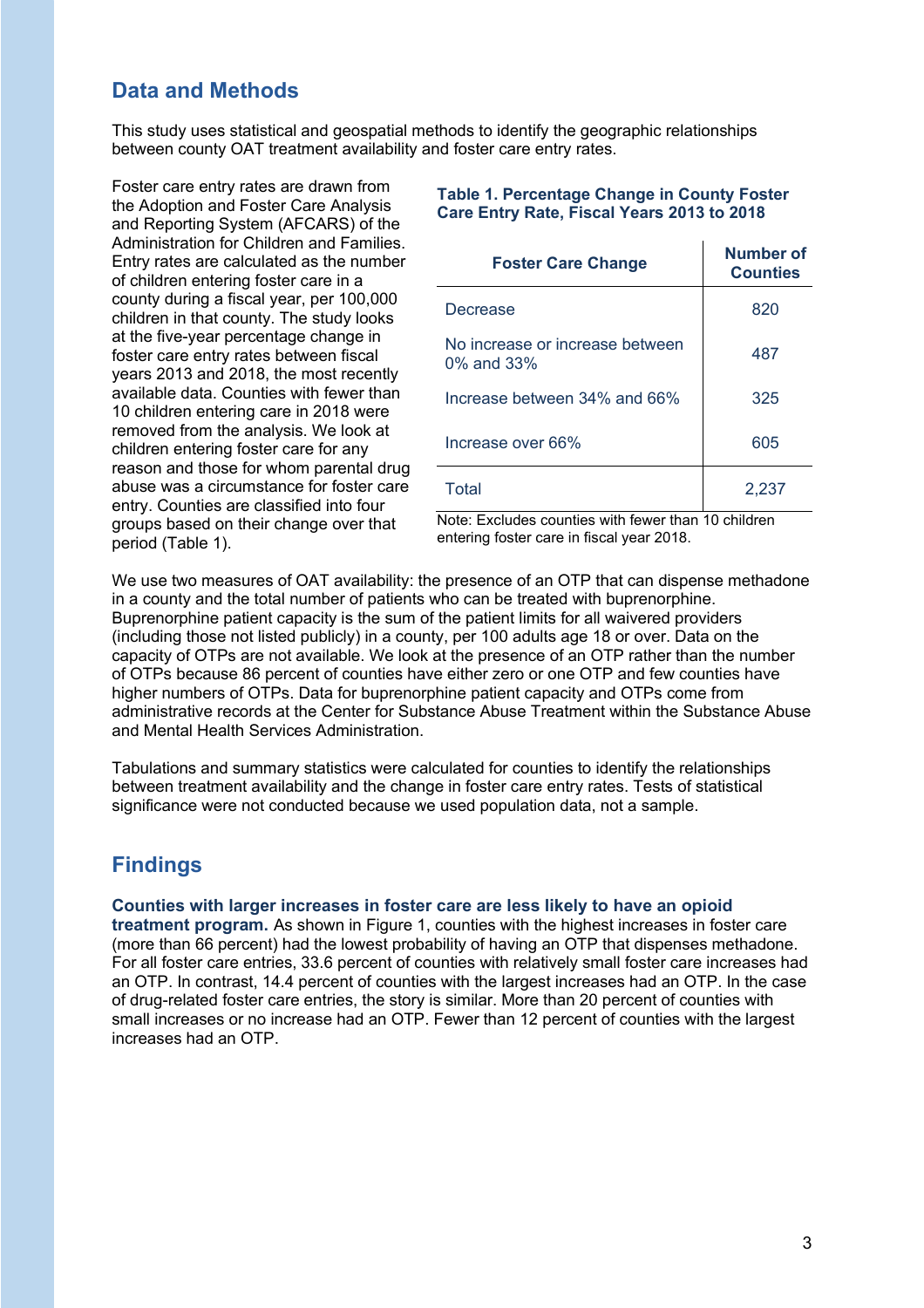## Data and Methods

This study uses statistical and geospatial methods to identify the geographic relationships between county OAT treatment availability and foster care entry rates.

Foster care entry rates are drawn from the Adoption and Foster Care Analysis and Reporting System (AFCARS) of the Administration for Children and Families. Entry rates are calculated as the number of children entering foster care in a county during a fiscal year, per 100,000 children in that county. The study looks at the five-year percentage change in foster care entry rates between fiscal years 2013 and 2018, the most recently available data. Counties with fewer than 10 children entering care in 2018 were removed from the analysis. We look at children entering foster care for any reason and those for whom parental drug abuse was a circumstance for foster care entry. Counties are classified into four groups based on their change over that period (Table 1).

**Table 1. Percentage Change in County Foster Care Entry Rate, Fiscal Years 2013 to 2018**

| Foster Care Change | Number of Counties |
|---|---|
| Decrease | 820 |
| No increase or increase between 0% and 33% | 487 |
| Increase between 34% and 66% | 325 |
| Increase over 66% | 605 |
| Total | 2,237 |

Note: Excludes counties with fewer than 10 children entering foster care in fiscal year 2018.

We use two measures of OAT availability: the presence of an OTP that can dispense methadone in a county and the total number of patients who can be treated with buprenorphine. Buprenorphine patient capacity is the sum of the patient limits for all waivered providers (including those not listed publicly) in a county, per 100 adults age 18 or over. Data on the capacity of OTPs are not available. We look at the presence of an OTP rather than the number of OTPs because 86 percent of counties have either zero or one OTP and few counties have higher numbers of OTPs. Data for buprenorphine patient capacity and OTPs come from administrative records at the Center for Substance Abuse Treatment within the Substance Abuse and Mental Health Services Administration.

Tabulations and summary statistics were calculated for counties to identify the relationships between treatment availability and the change in foster care entry rates. Tests of statistical significance were not conducted because we used population data, not a sample.

## Findings

**Counties with larger increases in foster care are less likely to have an opioid treatment program.** As shown in Figure 1, counties with the highest increases in foster care (more than 66 percent) had the lowest probability of having an OTP that dispenses methadone. For all foster care entries, 33.6 percent of counties with relatively small foster care increases had an OTP. In contrast, 14.4 percent of counties with the largest increases had an OTP. In the case of drug-related foster care entries, the story is similar. More than 20 percent of counties with small increases or no increase had an OTP. Fewer than 12 percent of counties with the largest increases had an OTP.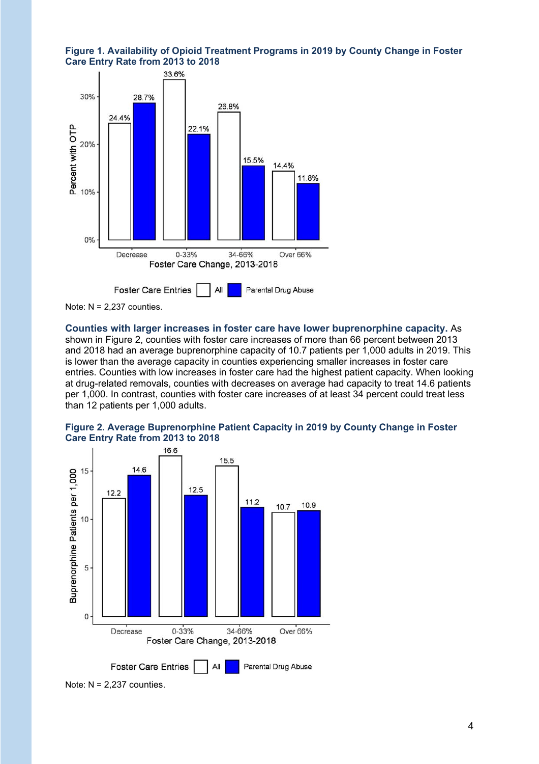**Figure 1. Availability of Opioid Treatment Programs in 2019 by County Change in Foster Care Entry Rate from 2013 to 2018**

| Foster Care Change, 2013-2018 | All | Parental Drug Abuse |
|---|---|---|
| Decrease | 24.4% | 28.7% |
| 0-33% | 33.6% | 22.1% |
| 34-66% | 26.8% | 15.5% |
| Over 66% | 14.4% | 11.8% |

Note: N = 2,237 counties.

**Counties with larger increases in foster care have lower buprenorphine capacity.** As shown in Figure 2, counties with foster care increases of more than 66 percent between 2013 and 2018 had an average buprenorphine capacity of 10.7 patients per 1,000 adults in 2019. This is lower than the average capacity in counties experiencing smaller increases in foster care entries. Counties with low increases in foster care had the highest patient capacity. When looking at drug-related removals, counties with decreases on average had capacity to treat 14.6 patients per 1,000. In contrast, counties with foster care increases of at least 34 percent could treat less than 12 patients per 1,000 adults.

**Figure 2. Average Buprenorphine Patient Capacity in 2019 by County Change in Foster Care Entry Rate from 2013 to 2018**

| Foster Care Change, 2013-2018 | All | Parental Drug Abuse |
|---|---|---|
| Decrease | 12.2 | 14.6 |
| 0-33% | 16.6 | 12.5 |
| 34-66% | 15.5 | 11.2 |
| Over 66% | 10.7 | 10.9 |

Note: N = 2,237 counties.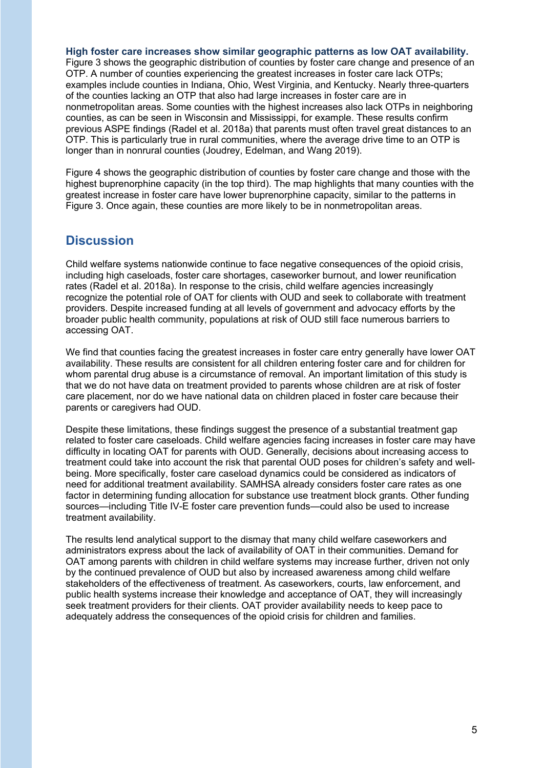**High foster care increases show similar geographic patterns as low OAT availability.** Figure 3 shows the geographic distribution of counties by foster care change and presence of an OTP. A number of counties experiencing the greatest increases in foster care lack OTPs; examples include counties in Indiana, Ohio, West Virginia, and Kentucky. Nearly three-quarters of the counties lacking an OTP that also had large increases in foster care are in nonmetropolitan areas. Some counties with the highest increases also lack OTPs in neighboring counties, as can be seen in Wisconsin and Mississippi, for example. These results confirm previous ASPE findings (Radel et al. 2018a) that parents must often travel great distances to an OTP. This is particularly true in rural communities, where the average drive time to an OTP is longer than in nonrural counties (Joudrey, Edelman, and Wang 2019).

Figure 4 shows the geographic distribution of counties by foster care change and those with the highest buprenorphine capacity (in the top third). The map highlights that many counties with the greatest increase in foster care have lower buprenorphine capacity, similar to the patterns in Figure 3. Once again, these counties are more likely to be in nonmetropolitan areas.

## Discussion

Child welfare systems nationwide continue to face negative consequences of the opioid crisis, including high caseloads, foster care shortages, caseworker burnout, and lower reunification rates (Radel et al. 2018a). In response to the crisis, child welfare agencies increasingly recognize the potential role of OAT for clients with OUD and seek to collaborate with treatment providers. Despite increased funding at all levels of government and advocacy efforts by the broader public health community, populations at risk of OUD still face numerous barriers to accessing OAT.

We find that counties facing the greatest increases in foster care entry generally have lower OAT availability. These results are consistent for all children entering foster care and for children for whom parental drug abuse is a circumstance of removal. An important limitation of this study is that we do not have data on treatment provided to parents whose children are at risk of foster care placement, nor do we have national data on children placed in foster care because their parents or caregivers had OUD.

Despite these limitations, these findings suggest the presence of a substantial treatment gap related to foster care caseloads. Child welfare agencies facing increases in foster care may have difficulty in locating OAT for parents with OUD. Generally, decisions about increasing access to treatment could take into account the risk that parental OUD poses for children's safety and well-being. More specifically, foster care caseload dynamics could be considered as indicators of need for additional treatment availability. SAMHSA already considers foster care rates as one factor in determining funding allocation for substance use treatment block grants. Other funding sources—including Title IV-E foster care prevention funds—could also be used to increase treatment availability.

The results lend analytical support to the dismay that many child welfare caseworkers and administrators express about the lack of availability of OAT in their communities. Demand for OAT among parents with children in child welfare systems may increase further, driven not only by the continued prevalence of OUD but also by increased awareness among child welfare stakeholders of the effectiveness of treatment. As caseworkers, courts, law enforcement, and public health systems increase their knowledge and acceptance of OAT, they will increasingly seek treatment providers for their clients. OAT provider availability needs to keep pace to adequately address the consequences of the opioid crisis for children and families.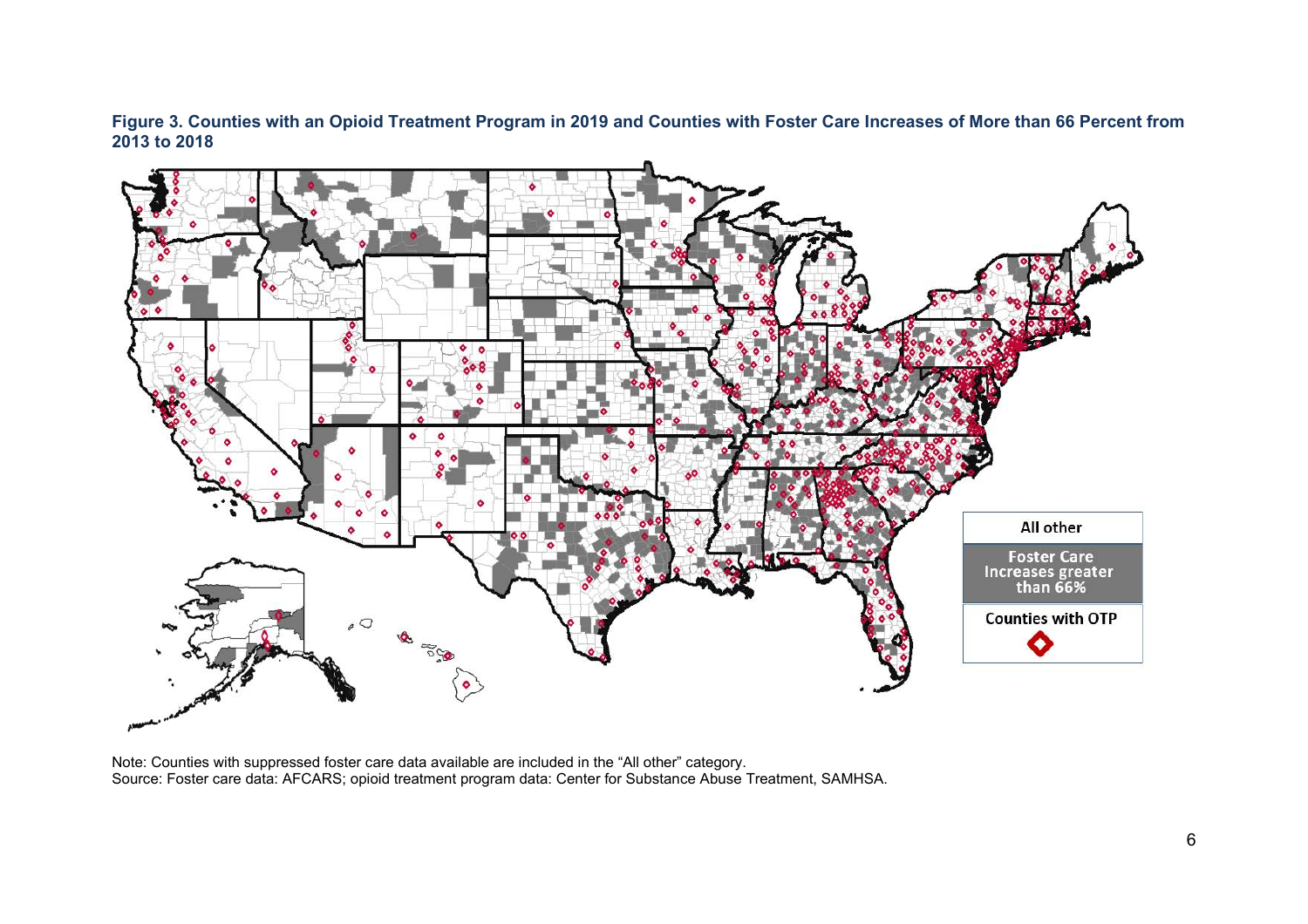**Figure 3. Counties with an Opioid Treatment Program in 2019 and Counties with Foster Care Increases of More than 66 Percent from 2013 to 2018**

Note: Counties with suppressed foster care data available are included in the "All other" category.
Source: Foster care data: AFCARS; opioid treatment program data: Center for Substance Abuse Treatment, SAMHSA.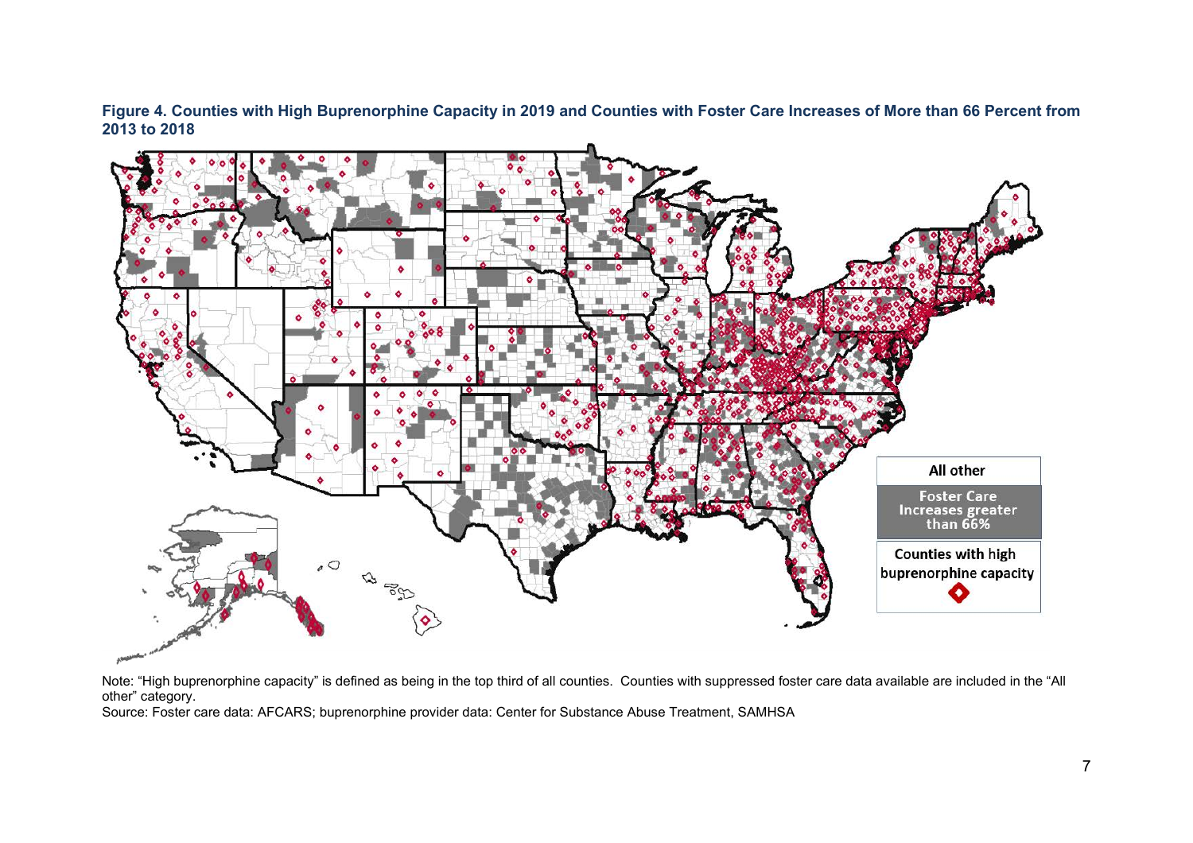**Figure 4. Counties with High Buprenorphine Capacity in 2019 and Counties with Foster Care Increases of More than 66 Percent from 2013 to 2018**

Note: "High buprenorphine capacity" is defined as being in the top third of all counties. Counties with suppressed foster care data available are included in the "All other" category.

Source: Foster care data: AFCARS; buprenorphine provider data: Center for Substance Abuse Treatment, SAMHSA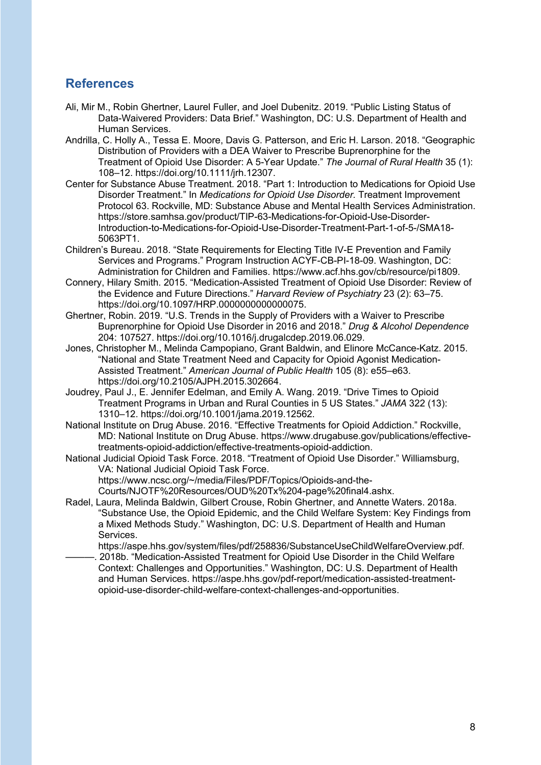## References

Ali, Mir M., Robin Ghertner, Laurel Fuller, and Joel Dubenitz. 2019. "Public Listing Status of Data-Waivered Providers: Data Brief." Washington, DC: U.S. Department of Health and Human Services.

Andrilla, C. Holly A., Tessa E. Moore, Davis G. Patterson, and Eric H. Larson. 2018. "Geographic Distribution of Providers with a DEA Waiver to Prescribe Buprenorphine for the Treatment of Opioid Use Disorder: A 5-Year Update." *The Journal of Rural Health* 35 (1): 108–12. https://doi.org/10.1111/jrh.12307.

Center for Substance Abuse Treatment. 2018. "Part 1: Introduction to Medications for Opioid Use Disorder Treatment." In *Medications for Opioid Use Disorder.* Treatment Improvement Protocol 63. Rockville, MD: Substance Abuse and Mental Health Services Administration. https://store.samhsa.gov/product/TIP-63-Medications-for-Opioid-Use-Disorder-Introduction-to-Medications-for-Opioid-Use-Disorder-Treatment-Part-1-of-5-/SMA18-5063PT1.

Children's Bureau. 2018. "State Requirements for Electing Title IV-E Prevention and Family Services and Programs." Program Instruction ACYF-CB-PI-18-09. Washington, DC: Administration for Children and Families. https://www.acf.hhs.gov/cb/resource/pi1809.

Connery, Hilary Smith. 2015. "Medication-Assisted Treatment of Opioid Use Disorder: Review of the Evidence and Future Directions." *Harvard Review of Psychiatry* 23 (2): 63–75. https://doi.org/10.1097/HRP.0000000000000075.

Ghertner, Robin. 2019. "U.S. Trends in the Supply of Providers with a Waiver to Prescribe Buprenorphine for Opioid Use Disorder in 2016 and 2018." *Drug & Alcohol Dependence* 204: 107527. https://doi.org/10.1016/j.drugalcdep.2019.06.029.

Jones, Christopher M., Melinda Campopiano, Grant Baldwin, and Elinore McCance-Katz. 2015. "National and State Treatment Need and Capacity for Opioid Agonist Medication-Assisted Treatment." *American Journal of Public Health* 105 (8): e55–e63. https://doi.org/10.2105/AJPH.2015.302664.

Joudrey, Paul J., E. Jennifer Edelman, and Emily A. Wang. 2019. "Drive Times to Opioid Treatment Programs in Urban and Rural Counties in 5 US States." *JAMA* 322 (13): 1310–12. https://doi.org/10.1001/jama.2019.12562.

National Institute on Drug Abuse. 2016. "Effective Treatments for Opioid Addiction." Rockville, MD: National Institute on Drug Abuse. https://www.drugabuse.gov/publications/effective-treatments-opioid-addiction/effective-treatments-opioid-addiction.

National Judicial Opioid Task Force. 2018. "Treatment of Opioid Use Disorder." Williamsburg, VA: National Judicial Opioid Task Force. https://www.ncsc.org/~/media/Files/PDF/Topics/Opioids-and-the-Courts/NJOTF%20Resources/OUD%20Tx%204-page%20final4.ashx.

Radel, Laura, Melinda Baldwin, Gilbert Crouse, Robin Ghertner, and Annette Waters. 2018a. "Substance Use, the Opioid Epidemic, and the Child Welfare System: Key Findings from a Mixed Methods Study." Washington, DC: U.S. Department of Health and Human Services. https://aspe.hhs.gov/system/files/pdf/258836/SubstanceUseChildWelfareOverview.pdf.

———. 2018b. "Medication-Assisted Treatment for Opioid Use Disorder in the Child Welfare Context: Challenges and Opportunities." Washington, DC: U.S. Department of Health and Human Services. https://aspe.hhs.gov/pdf-report/medication-assisted-treatment-opioid-use-disorder-child-welfare-context-challenges-and-opportunities.